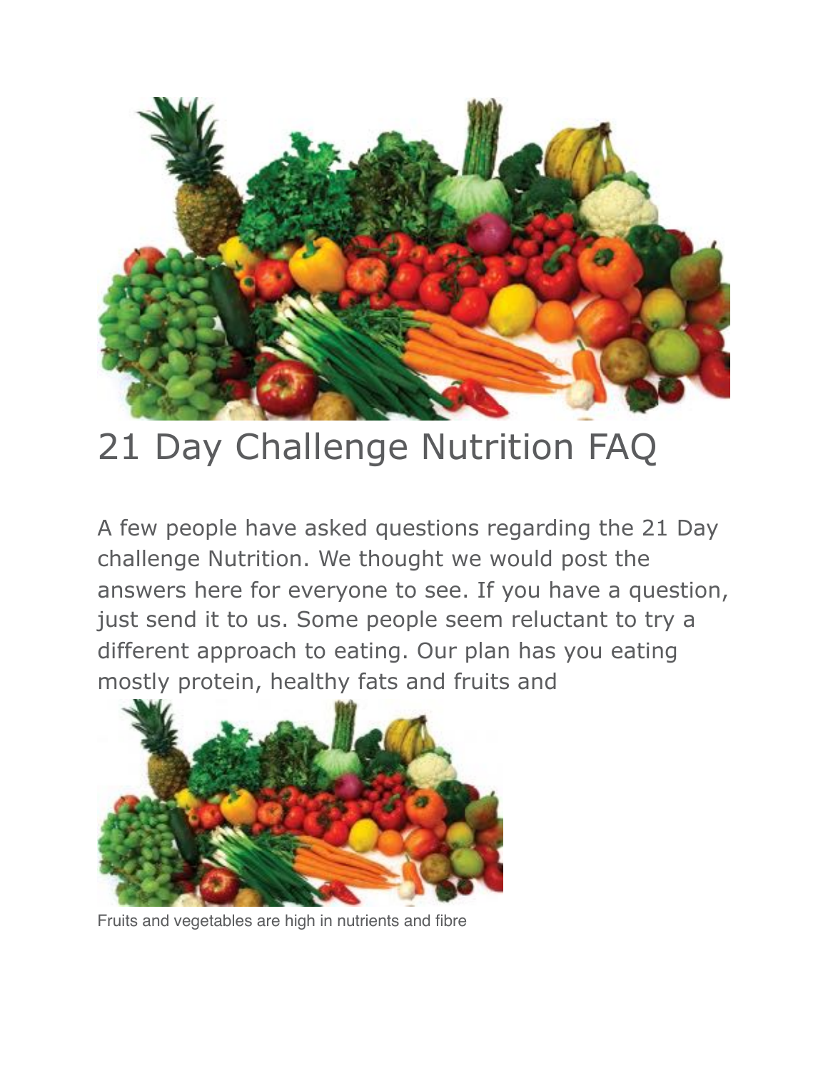# 21 Day Challenge Nutrition FAQ

A few people have asked questions regarding the 21 Day challenge Nutrition. We thought we would post the answers here for everyone to see. If you have a question, just send it to us. Some people seem reluctant to try a different approach to eating. Our plan has you eating mostly protein, healthy fats and fruits and

Fruits and vegetables are high in nutrients and fibre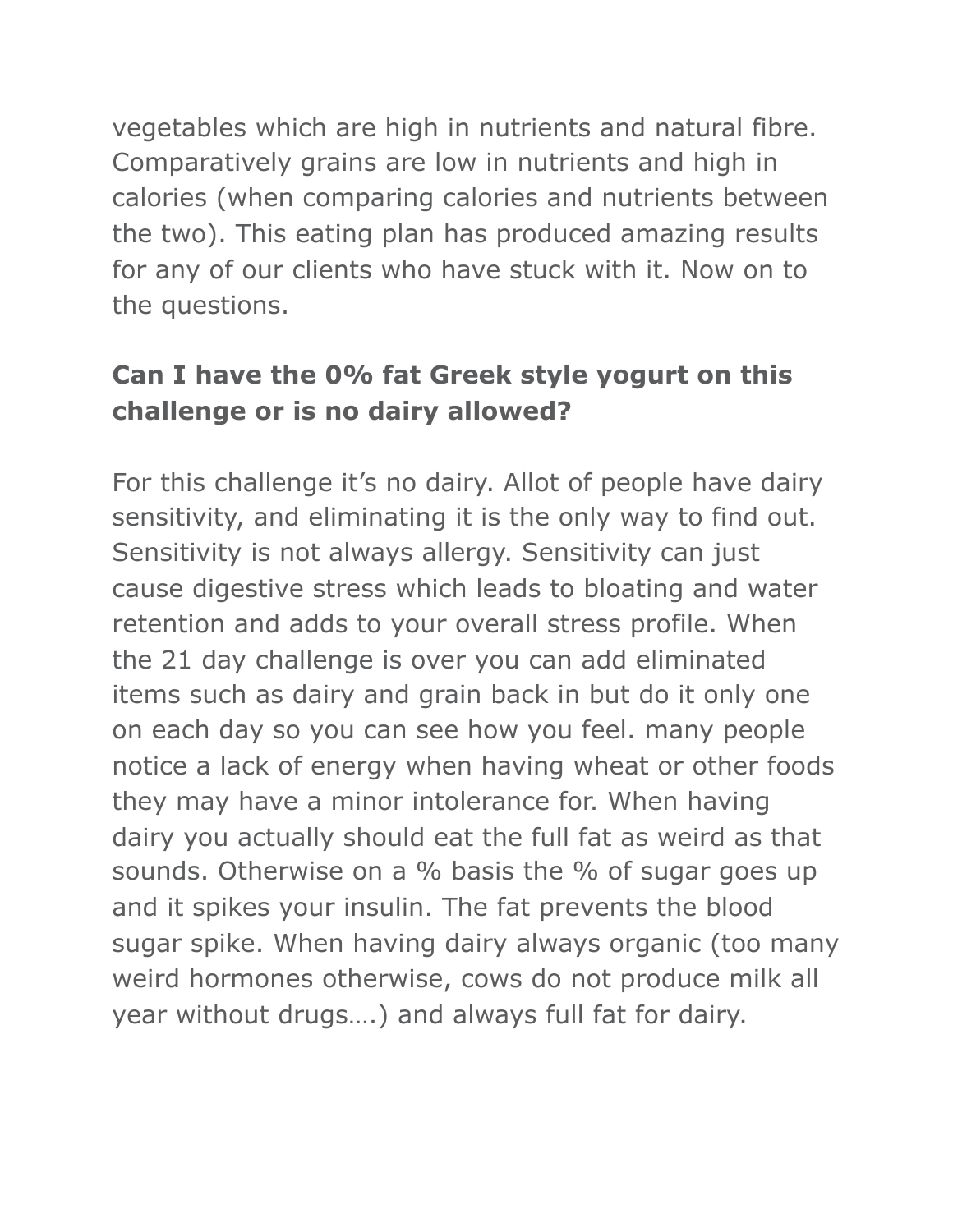vegetables which are high in nutrients and natural fibre. Comparatively grains are low in nutrients and high in calories (when comparing calories and nutrients between the two). This eating plan has produced amazing results for any of our clients who have stuck with it. Now on to the questions.

**Can I have the 0% fat Greek style yogurt on this challenge or is no dairy allowed?**

For this challenge it's no dairy. Allot of people have dairy sensitivity, and eliminating it is the only way to find out. Sensitivity is not always allergy. Sensitivity can just cause digestive stress which leads to bloating and water retention and adds to your overall stress profile. When the 21 day challenge is over you can add eliminated items such as dairy and grain back in but do it only one on each day so you can see how you feel. many people notice a lack of energy when having wheat or other foods they may have a minor intolerance for. When having dairy you actually should eat the full fat as weird as that sounds. Otherwise on a % basis the % of sugar goes up and it spikes your insulin. The fat prevents the blood sugar spike. When having dairy always organic (too many weird hormones otherwise, cows do not produce milk all year without drugs….) and always full fat for dairy.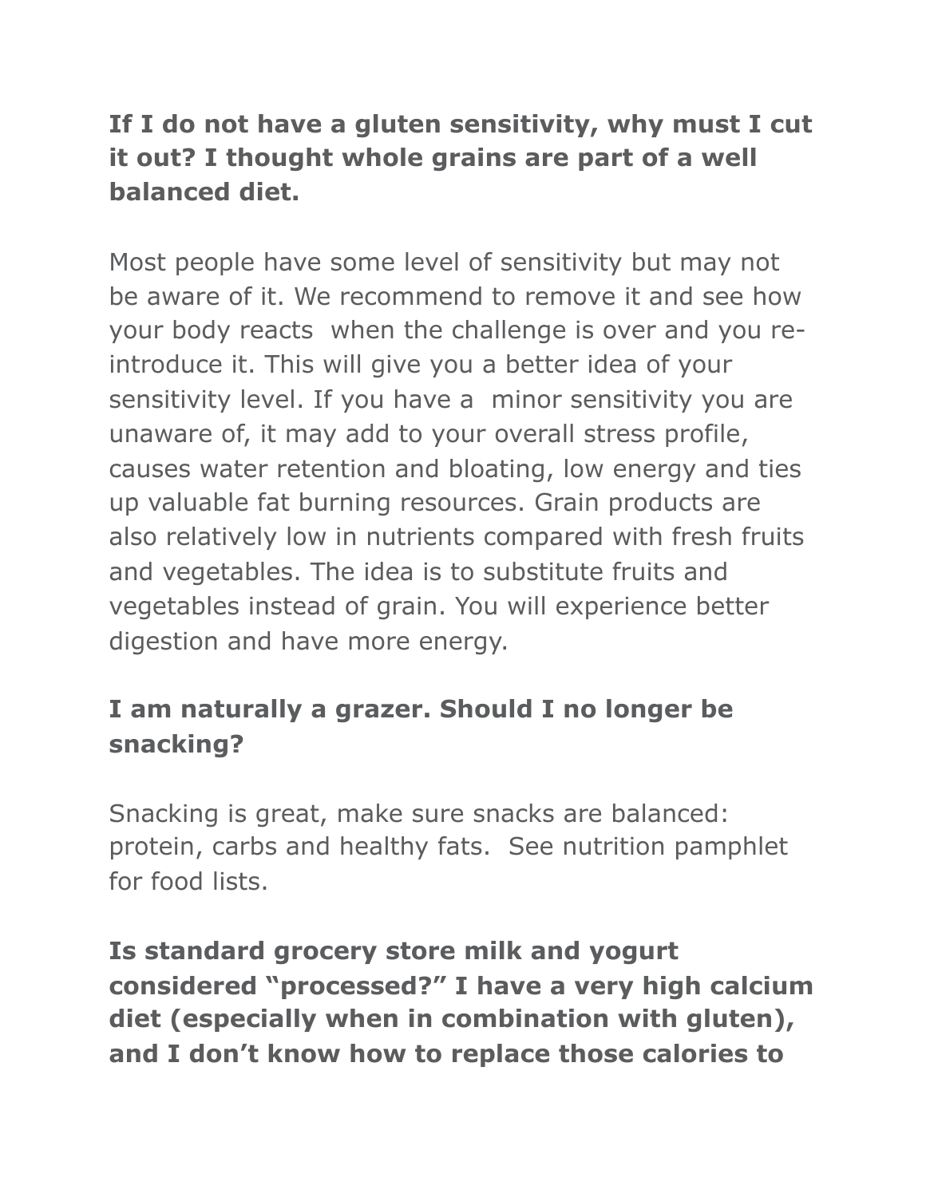**If I do not have a gluten sensitivity, why must I cut it out? I thought whole grains are part of a well balanced diet.**

Most people have some level of sensitivity but may not be aware of it. We recommend to remove it and see how your body reacts when the challenge is over and you re-introduce it. This will give you a better idea of your sensitivity level. If you have a minor sensitivity you are unaware of, it may add to your overall stress profile, causes water retention and bloating, low energy and ties up valuable fat burning resources. Grain products are also relatively low in nutrients compared with fresh fruits and vegetables. The idea is to substitute fruits and vegetables instead of grain. You will experience better digestion and have more energy.

**I am naturally a grazer. Should I no longer be snacking?**

Snacking is great, make sure snacks are balanced: protein, carbs and healthy fats. See nutrition pamphlet for food lists.

**Is standard grocery store milk and yogurt considered "processed?" I have a very high calcium diet (especially when in combination with gluten), and I don't know how to replace those calories to**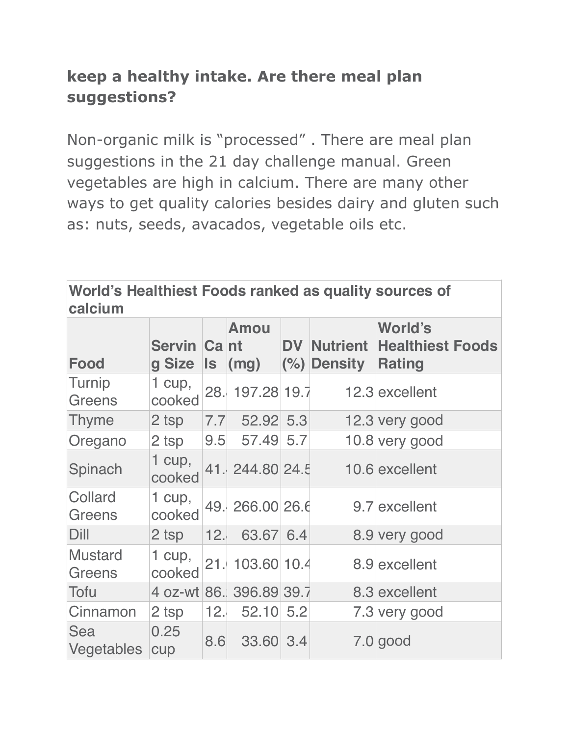**keep a healthy intake. Are there meal plan suggestions?**

Non-organic milk is "processed" . There are meal plan suggestions in the 21 day challenge manual. Green vegetables are high in calcium. There are many other ways to get quality calories besides dairy and gluten such as: nuts, seeds, avacados, vegetable oils etc.

| World's Healthiest Foods ranked as quality sources of calcium | | | | | | |
|---|---|---|---|---|---|---|
| **Food** | **Serving Size** | **Cals** | **Amount (mg)** | **DV (%)** | **Nutrient Density** | **World's Healthiest Foods Rating** |
| Turnip Greens | 1 cup, cooked | 28. | 197.28 | 19.7 | 12.3 | excellent |
| Thyme | 2 tsp | 7.7 | 52.92 | 5.3 | 12.3 | very good |
| Oregano | 2 tsp | 9.5 | 57.49 | 5.7 | 10.8 | very good |
| Spinach | 1 cup, cooked | 41. | 244.80 | 24.5 | 10.6 | excellent |
| Collard Greens | 1 cup, cooked | 49. | 266.00 | 26.6 | 9.7 | excellent |
| Dill | 2 tsp | 12. | 63.67 | 6.4 | 8.9 | very good |
| Mustard Greens | 1 cup, cooked | 21. | 103.60 | 10.4 | 8.9 | excellent |
| Tofu | 4 oz-wt | 86. | 396.89 | 39.7 | 8.3 | excellent |
| Cinnamon | 2 tsp | 12. | 52.10 | 5.2 | 7.3 | very good |
| Sea Vegetables | 0.25 cup | 8.6 | 33.60 | 3.4 | 7.0 | good |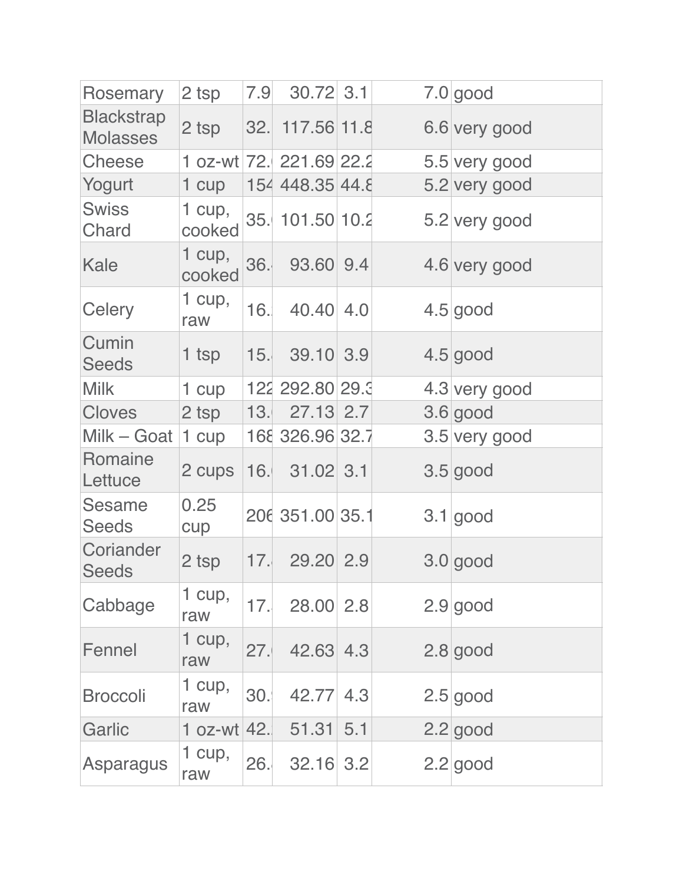| Rosemary | 2 tsp | 7.9 | 30.72 | 3.1 | 7.0 | good |
|---|---|---|---|---|---|---|
| Blackstrap Molasses | 2 tsp | 32. | 117.56 | 11.8 | 6.6 | very good |
| Cheese | 1 oz-wt | 72. | 221.69 | 22.2 | 5.5 | very good |
| Yogurt | 1 cup | 154 | 448.35 | 44.8 | 5.2 | very good |
| Swiss Chard | 1 cup, cooked | 35. | 101.50 | 10.2 | 5.2 | very good |
| Kale | 1 cup, cooked | 36. | 93.60 | 9.4 | 4.6 | very good |
| Celery | 1 cup, raw | 16. | 40.40 | 4.0 | 4.5 | good |
| Cumin Seeds | 1 tsp | 15. | 39.10 | 3.9 | 4.5 | good |
| Milk | 1 cup | 122 | 292.80 | 29.3 | 4.3 | very good |
| Cloves | 2 tsp | 13. | 27.13 | 2.7 | 3.6 | good |
| Milk – Goat | 1 cup | 168 | 326.96 | 32.7 | 3.5 | very good |
| Romaine Lettuce | 2 cups | 16. | 31.02 | 3.1 | 3.5 | good |
| Sesame Seeds | 0.25 cup | 206 | 351.00 | 35.1 | 3.1 | good |
| Coriander Seeds | 2 tsp | 17. | 29.20 | 2.9 | 3.0 | good |
| Cabbage | 1 cup, raw | 17. | 28.00 | 2.8 | 2.9 | good |
| Fennel | 1 cup, raw | 27. | 42.63 | 4.3 | 2.8 | good |
| Broccoli | 1 cup, raw | 30. | 42.77 | 4.3 | 2.5 | good |
| Garlic | 1 oz-wt | 42. | 51.31 | 5.1 | 2.2 | good |
| Asparagus | 1 cup, raw | 26. | 32.16 | 3.2 | 2.2 | good |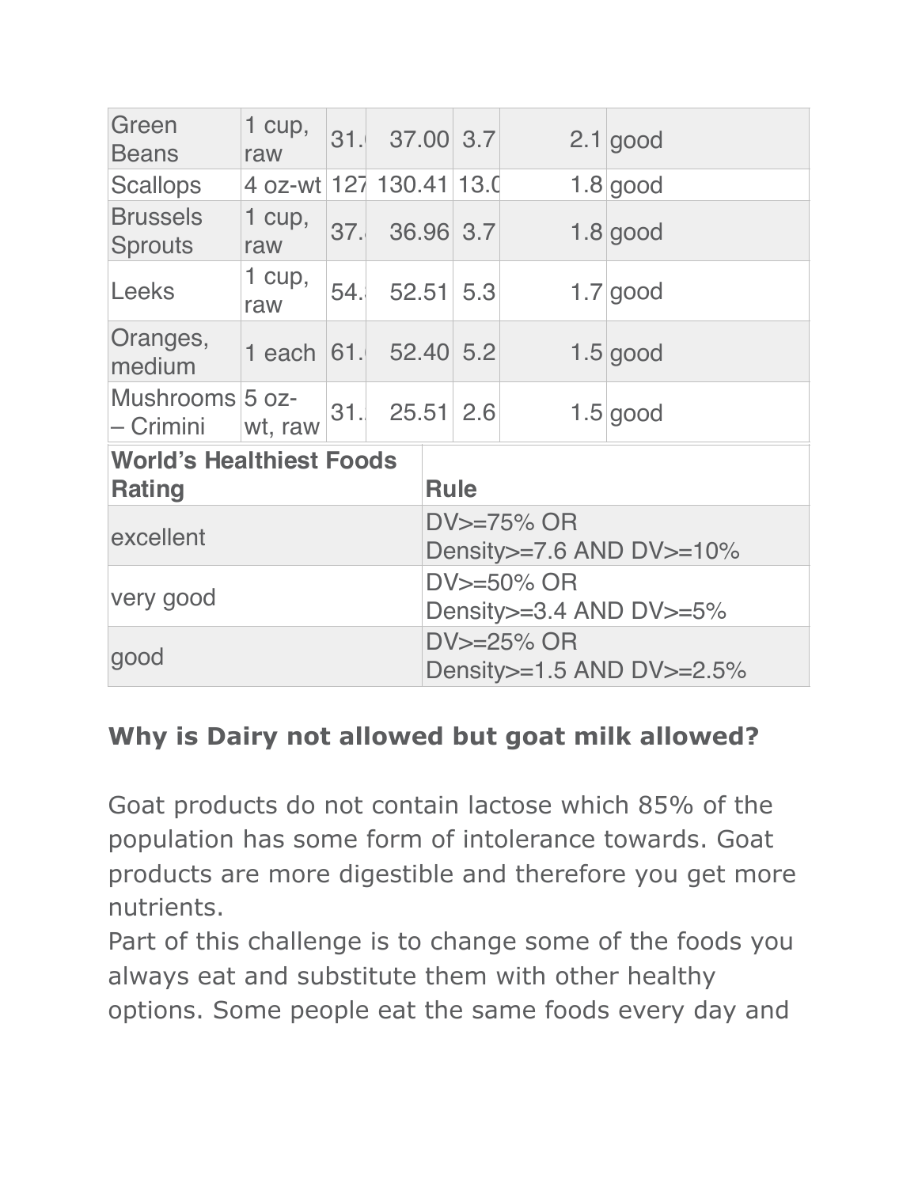| | | | | | | |
|---|---|---|---|---|---|---|
| Green Beans | 1 cup, raw | 31. | 37.00 | 3.7 | 2.1 | good |
| Scallops | 4 oz-wt | 127 | 130.41 | 13.0 | 1.8 | good |
| Brussels Sprouts | 1 cup, raw | 37. | 36.96 | 3.7 | 1.8 | good |
| Leeks | 1 cup, raw | 54. | 52.51 | 5.3 | 1.7 | good |
| Oranges, medium | 1 each | 61. | 52.40 | 5.2 | 1.5 | good |
| Mushrooms – Crimini | 5 oz-wt, raw | 31. | 25.51 | 2.6 | 1.5 | good |

| World's Healthiest Foods Rating | Rule |
|---|---|
| excellent | DV>=75% OR Density>=7.6 AND DV>=10% |
| very good | DV>=50% OR Density>=3.4 AND DV>=5% |
| good | DV>=25% OR Density>=1.5 AND DV>=2.5% |

**Why is Dairy not allowed but goat milk allowed?**

Goat products do not contain lactose which 85% of the population has some form of intolerance towards. Goat products are more digestible and therefore you get more nutrients.
Part of this challenge is to change some of the foods you always eat and substitute them with other healthy options. Some people eat the same foods every day and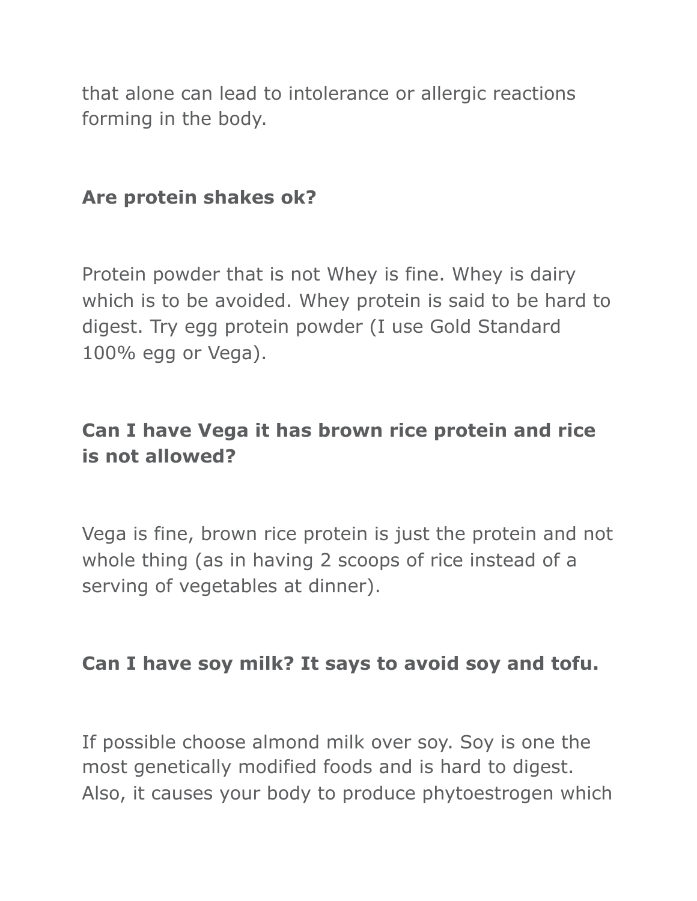that alone can lead to intolerance or allergic reactions forming in the body.

**Are protein shakes ok?**

Protein powder that is not Whey is fine. Whey is dairy which is to be avoided. Whey protein is said to be hard to digest. Try egg protein powder (I use Gold Standard 100% egg or Vega).

**Can I have Vega it has brown rice protein and rice is not allowed?**

Vega is fine, brown rice protein is just the protein and not whole thing (as in having 2 scoops of rice instead of a serving of vegetables at dinner).

**Can I have soy milk? It says to avoid soy and tofu.**

If possible choose almond milk over soy. Soy is one the most genetically modified foods and is hard to digest. Also, it causes your body to produce phytoestrogen which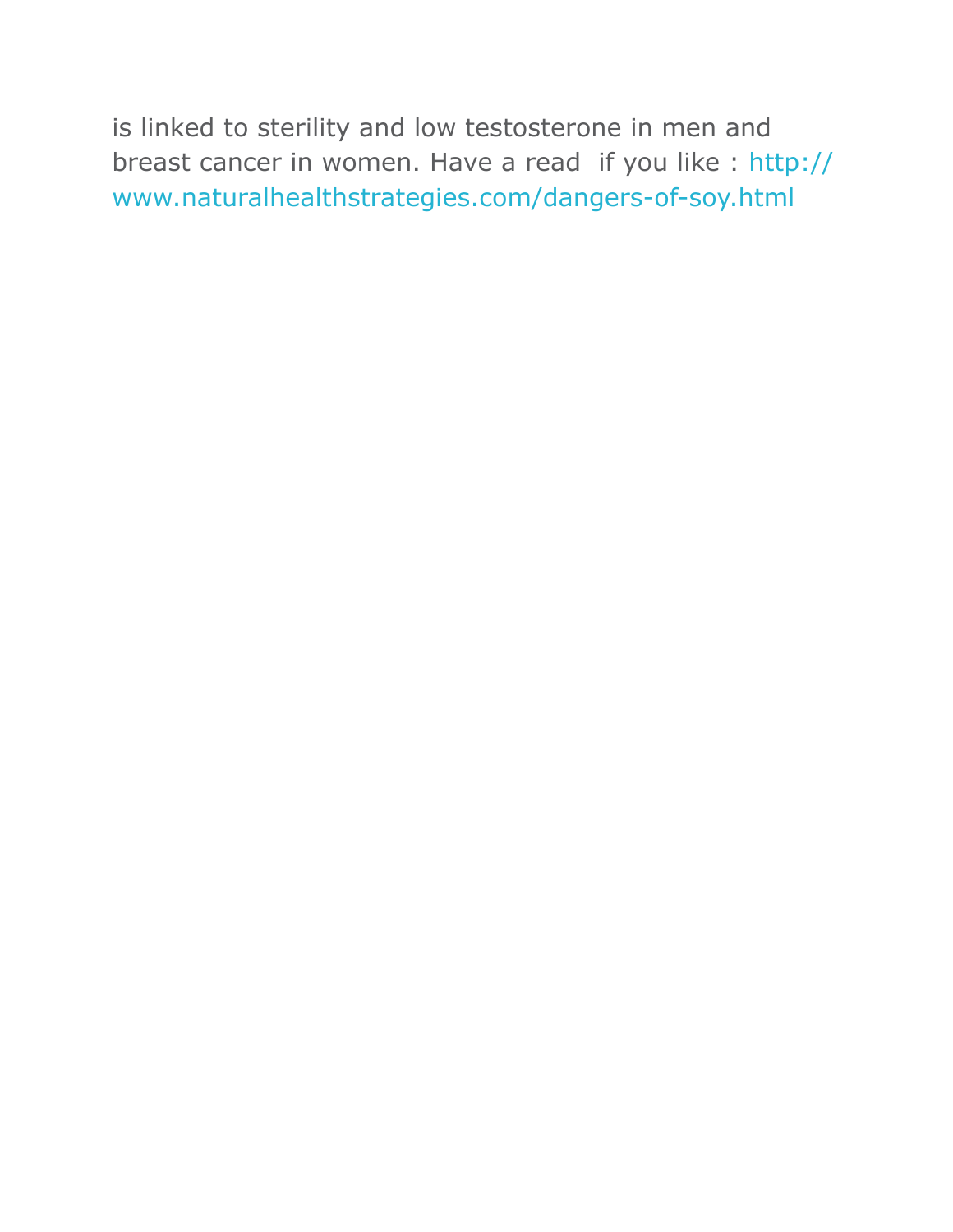is linked to sterility and low testosterone in men and breast cancer in women. Have a read  if you like : http://www.naturalhealthstrategies.com/dangers-of-soy.html